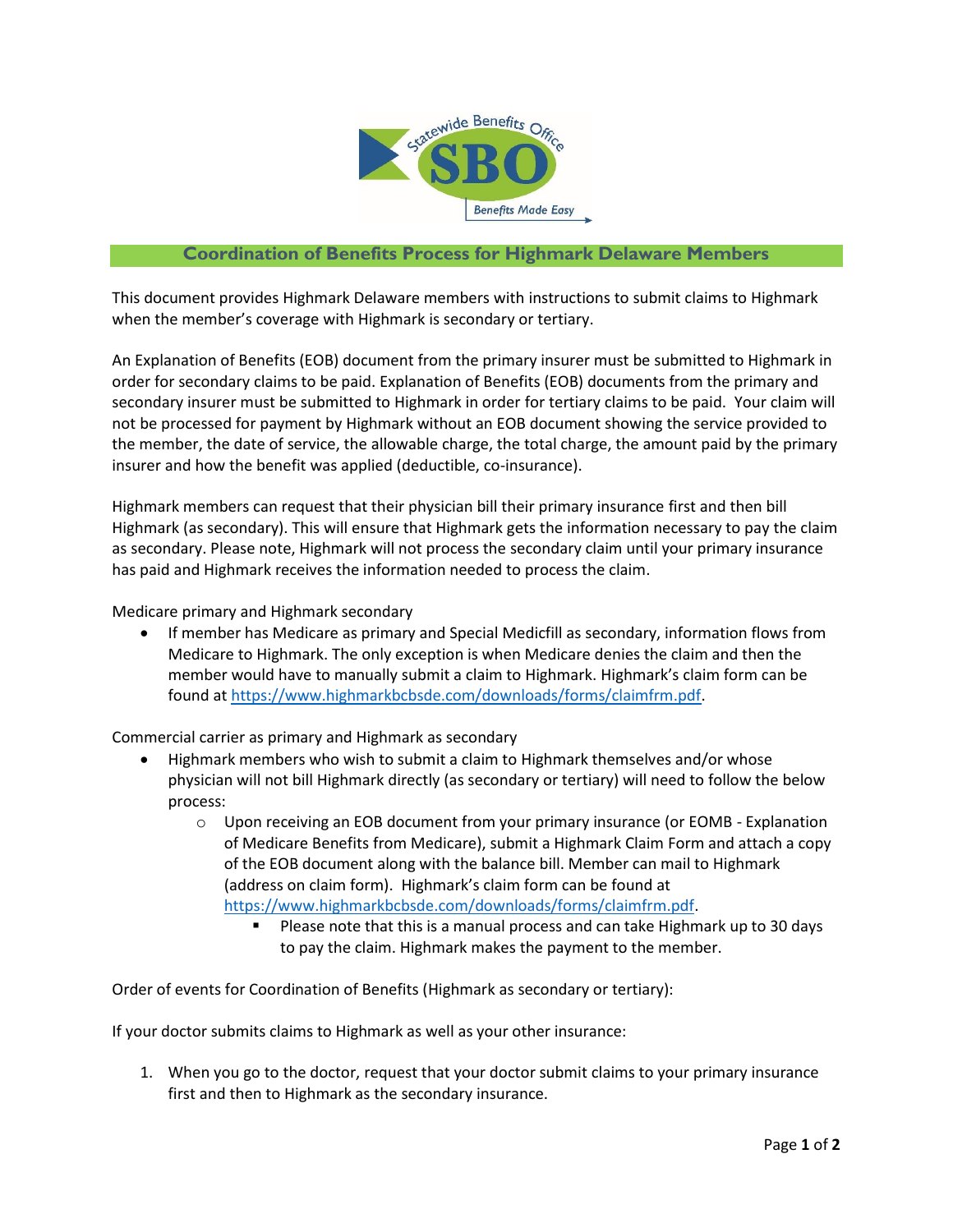## Coordination of Benefits Process for Highmark Delaware Members

This document provides Highmark Delaware members with instructions to submit claims to Highmark when the member's coverage with Highmark is secondary or tertiary.

An Explanation of Benefits (EOB) document from the primary insurer must be submitted to Highmark in order for secondary claims to be paid. Explanation of Benefits (EOB) documents from the primary and secondary insurer must be submitted to Highmark in order for tertiary claims to be paid. Your claim will not be processed for payment by Highmark without an EOB document showing the service provided to the member, the date of service, the allowable charge, the total charge, the amount paid by the primary insurer and how the benefit was applied (deductible, co-insurance).

Highmark members can request that their physician bill their primary insurance first and then bill Highmark (as secondary). This will ensure that Highmark gets the information necessary to pay the claim as secondary. Please note, Highmark will not process the secondary claim until your primary insurance has paid and Highmark receives the information needed to process the claim.

Medicare primary and Highmark secondary

- If member has Medicare as primary and Special Medicfill as secondary, information flows from Medicare to Highmark. The only exception is when Medicare denies the claim and then the member would have to manually submit a claim to Highmark. Highmark's claim form can be found at https://www.highmarkbcbsde.com/downloads/forms/claimfrm.pdf.

Commercial carrier as primary and Highmark as secondary

- Highmark members who wish to submit a claim to Highmark themselves and/or whose physician will not bill Highmark directly (as secondary or tertiary) will need to follow the below process:
  - Upon receiving an EOB document from your primary insurance (or EOMB - Explanation of Medicare Benefits from Medicare), submit a Highmark Claim Form and attach a copy of the EOB document along with the balance bill. Member can mail to Highmark (address on claim form). Highmark's claim form can be found at https://www.highmarkbcbsde.com/downloads/forms/claimfrm.pdf.
    - Please note that this is a manual process and can take Highmark up to 30 days to pay the claim. Highmark makes the payment to the member.

Order of events for Coordination of Benefits (Highmark as secondary or tertiary):

If your doctor submits claims to Highmark as well as your other insurance:

1. When you go to the doctor, request that your doctor submit claims to your primary insurance first and then to Highmark as the secondary insurance.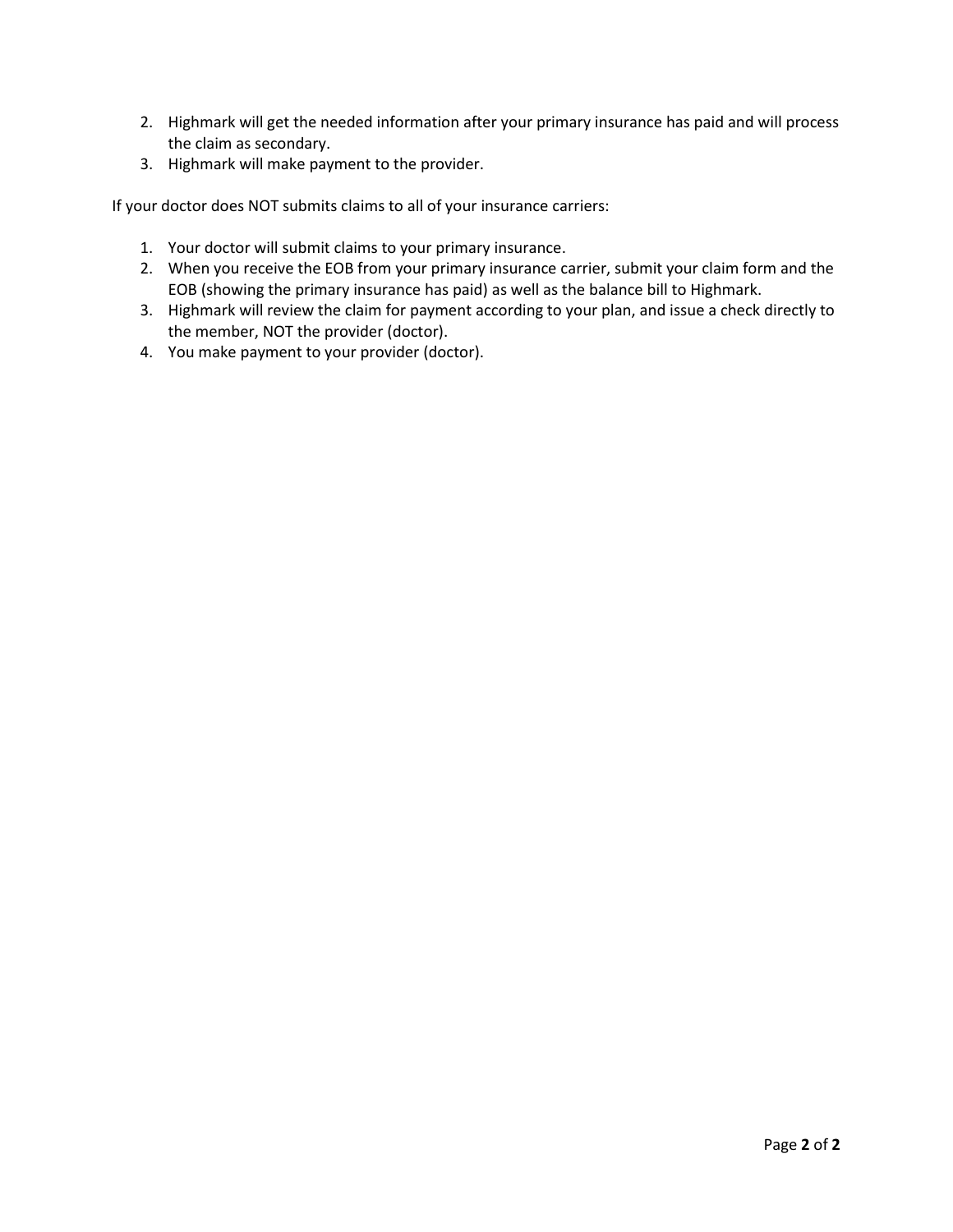2. Highmark will get the needed information after your primary insurance has paid and will process the claim as secondary.
3. Highmark will make payment to the provider.

If your doctor does NOT submits claims to all of your insurance carriers:

1. Your doctor will submit claims to your primary insurance.
2. When you receive the EOB from your primary insurance carrier, submit your claim form and the EOB (showing the primary insurance has paid) as well as the balance bill to Highmark.
3. Highmark will review the claim for payment according to your plan, and issue a check directly to the member, NOT the provider (doctor).
4. You make payment to your provider (doctor).